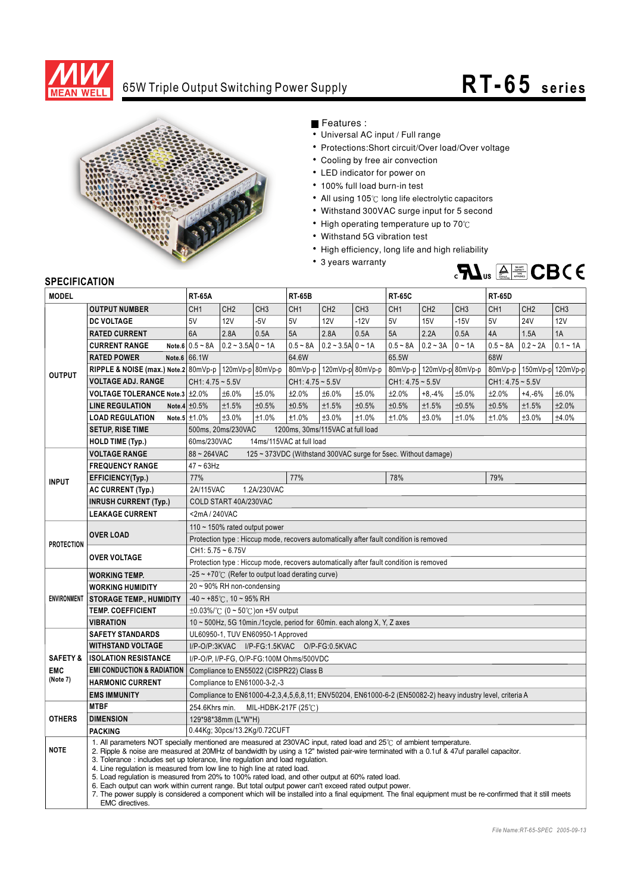# 65W Triple Output Switching Power Supply

## RT-65 series

■ Features :

- Universal AC input / Full range
- Protections:Short circuit/Over load/Over voltage
- Cooling by free air convection
- LED indicator for power on
- 100% full load burn-in test
- All using 105℃ long life electrolytic capacitors
- Withstand 300VAC surge input for 5 second
- High operating temperature up to 70℃
- Withstand 5G vibration test
- High efficiency, long life and high reliability
- 3 years warranty

## SPECIFICATION

| MODEL | | RT-65A | | | RT-65B | | | RT-65C | | | RT-65D | | |
|---|---|---|---|---|---|---|---|---|---|---|---|---|---|
| OUTPUT | OUTPUT NUMBER | CH1 | CH2 | CH3 | CH1 | CH2 | CH3 | CH1 | CH2 | CH3 | CH1 | CH2 | CH3 |
| | DC VOLTAGE | 5V | 12V | -5V | 5V | 12V | -12V | 5V | 15V | -15V | 5V | 24V | 12V |
| | RATED CURRENT | 6A | 2.8A | 0.5A | 5A | 2.8A | 0.5A | 5A | 2.2A | 0.5A | 4A | 1.5A | 1A |
| | CURRENT RANGE Note.6 | 0.5 ~ 8A | 0.2 ~ 3.5A | 0 ~ 1A | 0.5 ~ 8A | 0.2 ~ 3.5A | 0 ~ 1A | 0.5 ~ 8A | 0.2 ~ 3A | 0 ~ 1A | 0.5 ~ 8A | 0.2 ~ 2A | 0.1 ~ 1A |
| | RATED POWER Note.6 | 66.1W | | | 64.6W | | | 65.5W | | | 68W | | |
| | RIPPLE & NOISE (max.) Note.2 | 80mVp-p | 120mVp-p | 80mVp-p | 80mVp-p | 120mVp-p | 80mVp-p | 80mVp-p | 120mVp-p | 80mVp-p | 80mVp-p | 150mVp-p | 120mVp-p |
| | VOLTAGE ADJ. RANGE | CH1: 4.75 ~ 5.5V | | | CH1: 4.75 ~ 5.5V | | | CH1: 4.75 ~ 5.5V | | | CH1: 4.75 ~ 5.5V | | |
| | VOLTAGE TOLERANCE Note.3 | ±2.0% | ±6.0% | ±5.0% | ±2.0% | ±6.0% | ±5.0% | ±2.0% | +8,-4% | ±5.0% | ±2.0% | +4,-6% | ±6.0% |
| | LINE REGULATION Note.4 | ±0.5% | ±1.5% | ±0.5% | ±0.5% | ±1.5% | ±0.5% | ±0.5% | ±1.5% | ±0.5% | ±0.5% | ±1.5% | ±2.0% |
| | LOAD REGULATION Note.5 | ±1.0% | ±3.0% | ±1.0% | ±1.0% | ±3.0% | ±1.0% | ±1.0% | ±3.0% | ±1.0% | ±1.0% | ±3.0% | ±4.0% |
| | SETUP, RISE TIME | 500ms, 20ms/230VAC 1200ms, 30ms/115VAC at full load | | | | | | | | | | | |
| | HOLD TIME (Typ.) | 60ms/230VAC 14ms/115VAC at full load | | | | | | | | | | | |
| INPUT | VOLTAGE RANGE | 88 ~ 264VAC 125 ~ 373VDC (Withstand 300VAC surge for 5sec. Without damage) | | | | | | | | | | | |
| | FREQUENCY RANGE | 47 ~ 63Hz | | | | | | | | | | | |
| | EFFICIENCY(Typ.) | 77% | | | 77% | | | 78% | | | 79% | | |
| | AC CURRENT (Typ.) | 2A/115VAC 1.2A/230VAC | | | | | | | | | | | |
| | INRUSH CURRENT (Typ.) | COLD START 40A/230VAC | | | | | | | | | | | |
| | LEAKAGE CURRENT | <2mA / 240VAC | | | | | | | | | | | |
| PROTECTION | OVER LOAD | 110 ~ 150% rated output power | | | | | | | | | | | |
| | | Protection type : Hiccup mode, recovers automatically after fault condition is removed | | | | | | | | | | | |
| | OVER VOLTAGE | CH1: 5.75 ~ 6.75V | | | | | | | | | | | |
| | | Protection type : Hiccup mode, recovers automatically after fault condition is removed | | | | | | | | | | | |
| ENVIRONMENT | WORKING TEMP. | -25 ~ +70℃ (Refer to output load derating curve) | | | | | | | | | | | |
| | WORKING HUMIDITY | 20 ~ 90% RH non-condensing | | | | | | | | | | | |
| | STORAGE TEMP., HUMIDITY | -40 ~ +85℃, 10 ~ 95% RH | | | | | | | | | | | |
| | TEMP. COEFFICIENT | ±0.03%/℃ (0 ~ 50℃)on +5V output | | | | | | | | | | | |
| | VIBRATION | 10 ~ 500Hz, 5G 10min./1cycle, period for 60min. each along X, Y, Z axes | | | | | | | | | | | |
| SAFETY & EMC (Note 7) | SAFETY STANDARDS | UL60950-1, TUV EN60950-1 Approved | | | | | | | | | | | |
| | WITHSTAND VOLTAGE | I/P-O/P:3KVAC I/P-FG:1.5KVAC O/P-FG:0.5KVAC | | | | | | | | | | | |
| | ISOLATION RESISTANCE | I/P-O/P, I/P-FG, O/P-FG:100M Ohms/500VDC | | | | | | | | | | | |
| | EMI CONDUCTION & RADIATION | Compliance to EN55022 (CISPR22) Class B | | | | | | | | | | | |
| | HARMONIC CURRENT | Compliance to EN61000-3-2,-3 | | | | | | | | | | | |
| | EMS IMMUNITY | Compliance to EN61000-4-2,3,4,5,6,8,11; ENV50204, EN61000-6-2 (EN50082-2) heavy industry level, criteria A | | | | | | | | | | | |
| OTHERS | MTBF | 254.6Khrs min. MIL-HDBK-217F (25℃) | | | | | | | | | | | |
| | DIMENSION | 129*98*38mm (L*W*H) | | | | | | | | | | | |
| | PACKING | 0.44Kg; 30pcs/13.2Kg/0.72CUFT | | | | | | | | | | | |

**NOTE**

1. All parameters NOT specially mentioned are measured at 230VAC input, rated load and 25℃ of ambient temperature.
2. Ripple & noise are measured at 20MHz of bandwidth by using a 12" twisted pair-wire terminated with a 0.1uf & 47uf parallel capacitor.
3. Tolerance : includes set up tolerance, line regulation and load regulation.
4. Line regulation is measured from low line to high line at rated load.
5. Load regulation is measured from 20% to 100% rated load, and other output at 60% rated load.
6. Each output can work within current range. But total output power can't exceed rated output power.
7. The power supply is considered a component which will be installed into a final equipment. The final equipment must be re-confirmed that it still meets EMC directives.

*File Name:RT-65-SPEC 2005-09-13*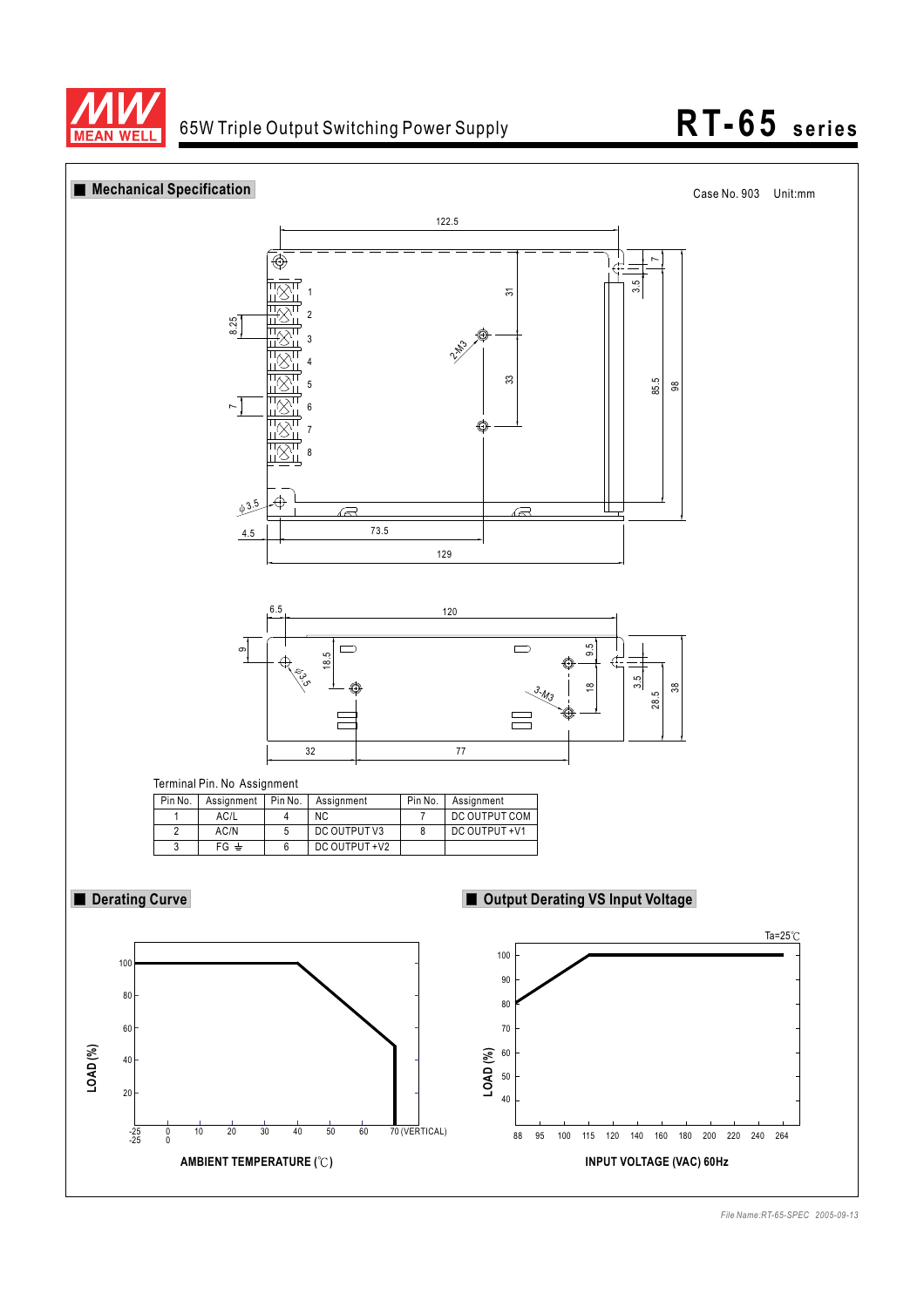65W Triple Output Switching Power Supply

# RT-65 series

## Mechanical Specification

Case No. 903 Unit:mm

122.5

8.25

7

1
2
3
4
5
6
7
8

2-M3

31

33

7

3.5

85.5

98

φ3.5

4.5

73.5

129

6.5

120

9

18.5

φ3.5

9.5

18

3-M3

3.5

28.5

38

32

77

Terminal Pin. No Assignment

| Pin No. | Assignment | Pin No. | Assignment | Pin No. | Assignment |
|---|---|---|---|---|---|
| 1 | AC/L | 4 | NC | 7 | DC OUTPUT COM |
| 2 | AC/N | 5 | DC OUTPUT V3 | 8 | DC OUTPUT +V1 |
| 3 | FG ⏚ | 6 | DC OUTPUT +V2 | | |

## Derating Curve

LOAD (%)

100
80
60
40
20

-25 -25
0 0
10
20
30
40
50
60
70 (VERTICAL)

AMBIENT TEMPERATURE (℃)

## Output Derating VS Input Voltage

Ta=25℃

LOAD (%)

100
90
80
70
60
50
40

88 95 100 115 120 140 160 180 200 220 240 264

INPUT VOLTAGE (VAC) 60Hz